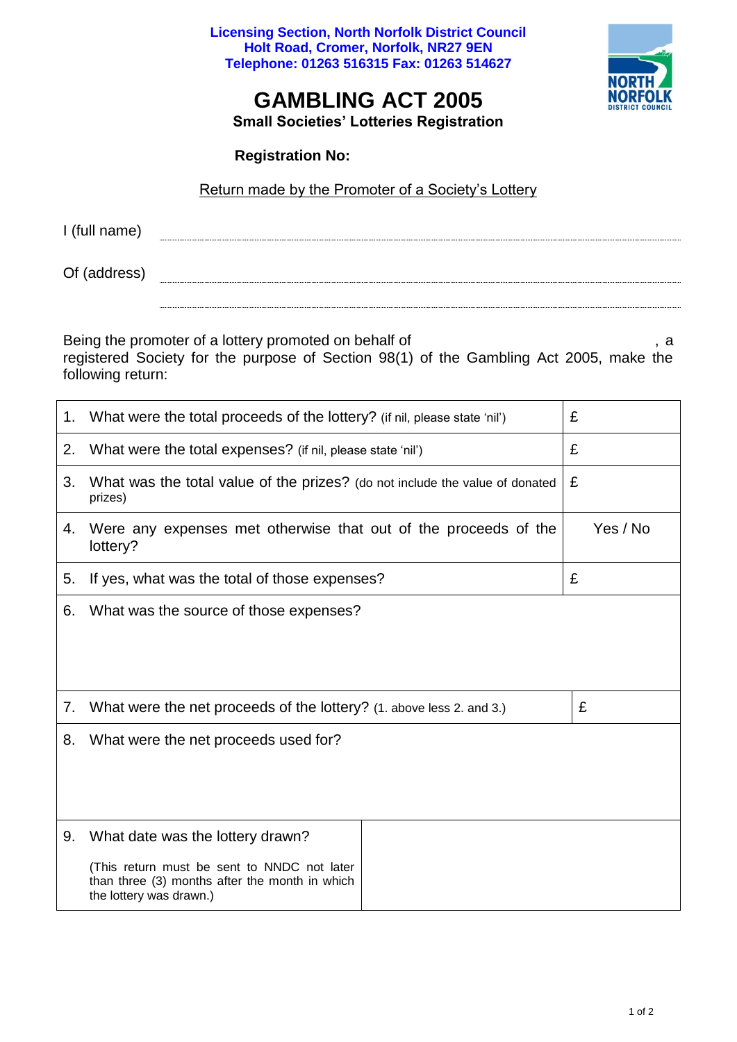**Licensing Section, North Norfolk District Council**
**Holt Road, Cromer, Norfolk, NR27 9EN**
**Telephone: 01263 516315 Fax: 01263 514627**

# GAMBLING ACT 2005

**Small Societies' Lotteries Registration**

**Registration No:**

Return made by the Promoter of a Society's Lottery

I (full name) ..........................................................................................

Of (address) ..........................................................................................

..........................................................................................

Being the promoter of a lottery promoted on behalf of , a registered Society for the purpose of Section 98(1) of the Gambling Act 2005, make the following return:

| | |
|---|---|
| 1. What were the total proceeds of the lottery? (if nil, please state 'nil') | £ |
| 2. What were the total expenses? (if nil, please state 'nil') | £ |
| 3. What was the total value of the prizes? (do not include the value of donated prizes) | £ |
| 4. Were any expenses met otherwise that out of the proceeds of the lottery? | Yes / No |
| 5. If yes, what was the total of those expenses? | £ |
| 6. What was the source of those expenses? | |
| 7. What were the net proceeds of the lottery? (1. above less 2. and 3.) | £ |
| 8. What were the net proceeds used for? | |
| 9. What date was the lottery drawn?<br>(This return must be sent to NNDC not later than three (3) months after the month in which the lottery was drawn.) | |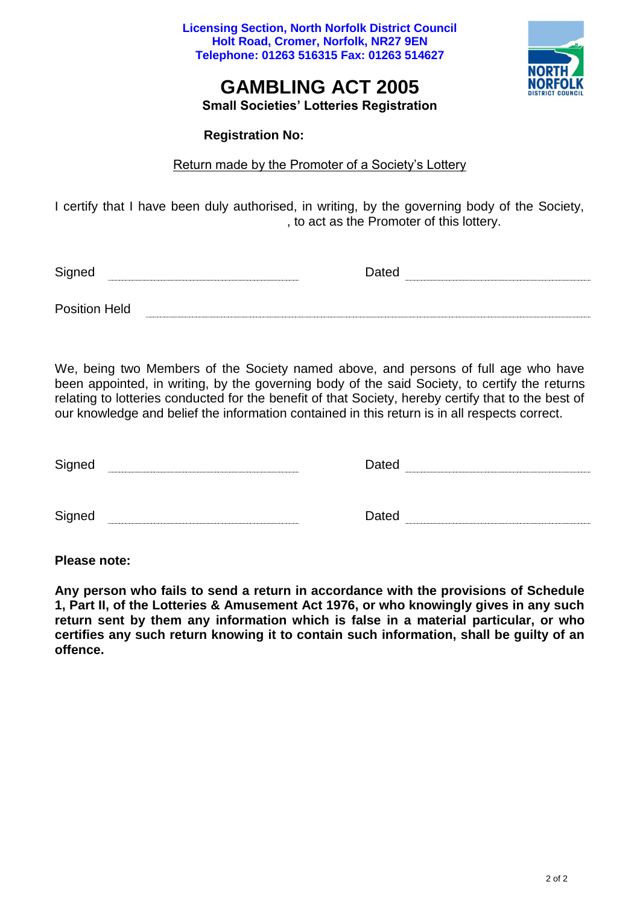**Licensing Section, North Norfolk District Council**
**Holt Road, Cromer, Norfolk, NR27 9EN**
**Telephone: 01263 516315 Fax: 01263 514627**

# GAMBLING ACT 2005

**Small Societies' Lotteries Registration**

**Registration No:**

Return made by the Promoter of a Society's Lottery

I certify that I have been duly authorised, in writing, by the governing body of the Society, , to act as the Promoter of this lottery.

Signed ........................................ Dated ........................................

Position Held ........................................................................

We, being two Members of the Society named above, and persons of full age who have been appointed, in writing, by the governing body of the said Society, to certify the returns relating to lotteries conducted for the benefit of that Society, hereby certify that to the best of our knowledge and belief the information contained in this return is in all respects correct.

Signed ........................................ Dated ........................................

Signed ........................................ Dated ........................................

**Please note:**

**Any person who fails to send a return in accordance with the provisions of Schedule 1, Part II, of the Lotteries & Amusement Act 1976, or who knowingly gives in any such return sent by them any information which is false in a material particular, or who certifies any such return knowing it to contain such information, shall be guilty of an offence.**